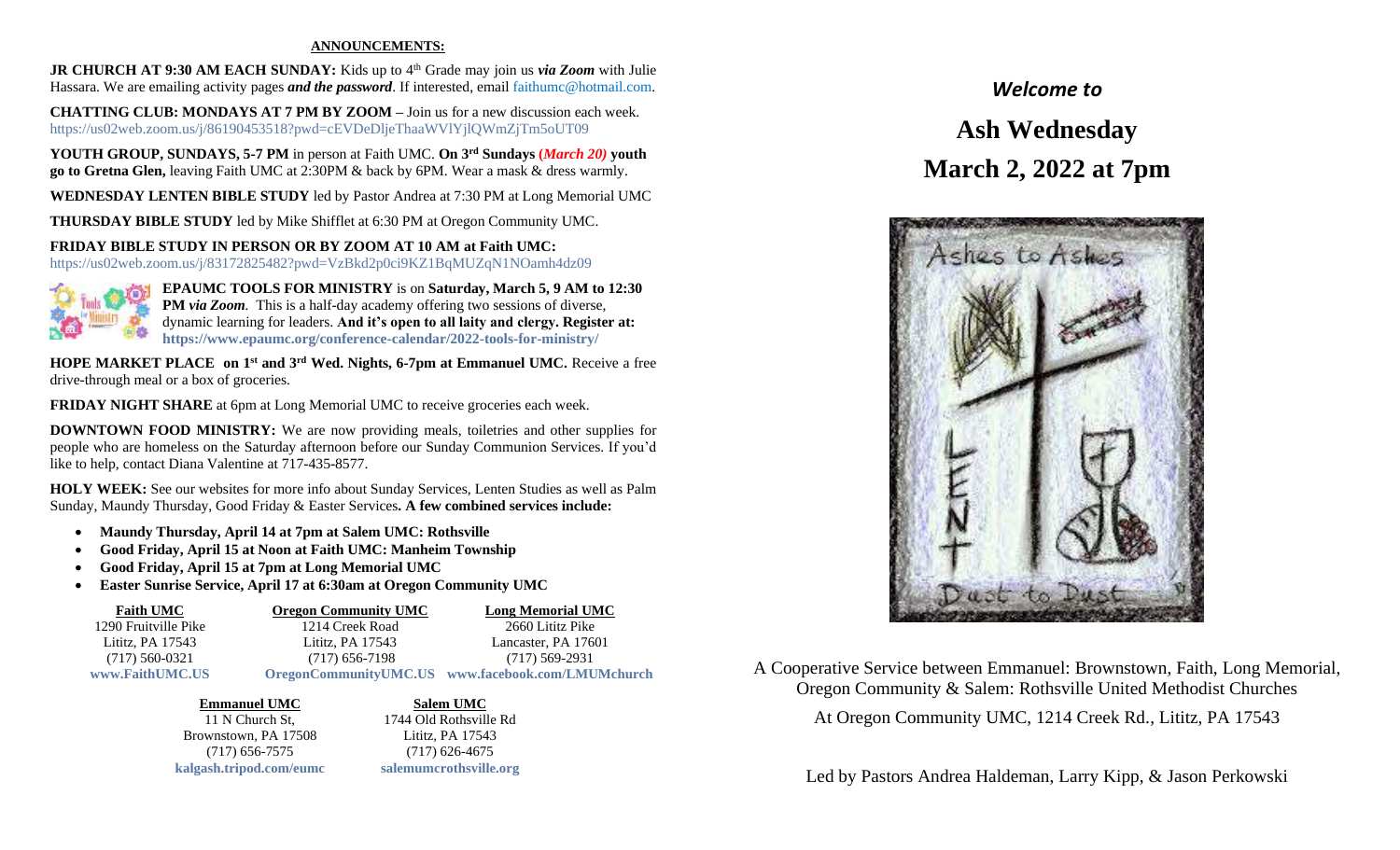## ANNOUNCEMENTS:

**JR CHURCH AT 9:30 AM EACH SUNDAY:** Kids up to 4th Grade may join us ***via Zoom*** with Julie Hassara. We are emailing activity pages ***and the password***. If interested, email faithumc@hotmail.com.

**CHATTING CLUB: MONDAYS AT 7 PM BY ZOOM** – Join us for a new discussion each week. https://us02web.zoom.us/j/86190453518?pwd=cEVDeDljeThaaWVlYjlQWmZjTm5oUT09

**YOUTH GROUP, SUNDAYS, 5-7 PM** in person at Faith UMC. **On 3rd Sundays (*March 20*) youth go to Gretna Glen,** leaving Faith UMC at 2:30PM & back by 6PM. Wear a mask & dress warmly.

**WEDNESDAY LENTEN BIBLE STUDY** led by Pastor Andrea at 7:30 PM at Long Memorial UMC

**THURSDAY BIBLE STUDY** led by Mike Shifflet at 6:30 PM at Oregon Community UMC.

**FRIDAY BIBLE STUDY IN PERSON OR BY ZOOM AT 10 AM at Faith UMC:**
https://us02web.zoom.us/j/83172825482?pwd=VzBkd2p0ci9KZ1BqMUZqN1NOamh4dz09

**EPAUMC TOOLS FOR MINISTRY** is on **Saturday, March 5, 9 AM to 12:30 PM *via Zoom*.** This is a half-day academy offering two sessions of diverse, dynamic learning for leaders. **And it's open to all laity and clergy. Register at: https://www.epaumc.org/conference-calendar/2022-tools-for-ministry/**

**HOPE MARKET PLACE on 1st and 3rd Wed. Nights, 6-7pm at Emmanuel UMC.** Receive a free drive-through meal or a box of groceries.

**FRIDAY NIGHT SHARE** at 6pm at Long Memorial UMC to receive groceries each week.

**DOWNTOWN FOOD MINISTRY:** We are now providing meals, toiletries and other supplies for people who are homeless on the Saturday afternoon before our Sunday Communion Services. If you'd like to help, contact Diana Valentine at 717-435-8577.

**HOLY WEEK:** See our websites for more info about Sunday Services, Lenten Studies as well as Palm Sunday, Maundy Thursday, Good Friday & Easter Services**. A few combined services include:**

- **Maundy Thursday, April 14 at 7pm at Salem UMC: Rothsville**
- **Good Friday, April 15 at Noon at Faith UMC: Manheim Township**
- **Good Friday, April 15 at 7pm at Long Memorial UMC**
- **Easter Sunrise Service, April 17 at 6:30am at Oregon Community UMC**

| Faith UMC | Oregon Community UMC | Long Memorial UMC |
|---|---|---|
| 1290 Fruitville Pike | 1214 Creek Road | 2660 Lititz Pike |
| Lititz, PA 17543 | Lititz, PA 17543 | Lancaster, PA 17601 |
| (717) 560-0321 | (717) 656-7198 | (717) 569-2931 |
| www.FaithUMC.US | OregonCommunityUMC.US | www.facebook.com/LMUMchurch |

| Emmanuel UMC | Salem UMC |
|---|---|
| 11 N Church St, | 1744 Old Rothsville Rd |
| Brownstown, PA 17508 | Lititz, PA 17543 |
| (717) 656-7575 | (717) 626-4675 |
| kalgash.tripod.com/eumc | salemumcrothsville.org |

*Welcome to*

# Ash Wednesday
# March 2, 2022 at 7pm

A Cooperative Service between Emmanuel: Brownstown, Faith, Long Memorial, Oregon Community & Salem: Rothsville United Methodist Churches

At Oregon Community UMC, 1214 Creek Rd., Lititz, PA 17543

Led by Pastors Andrea Haldeman, Larry Kipp, & Jason Perkowski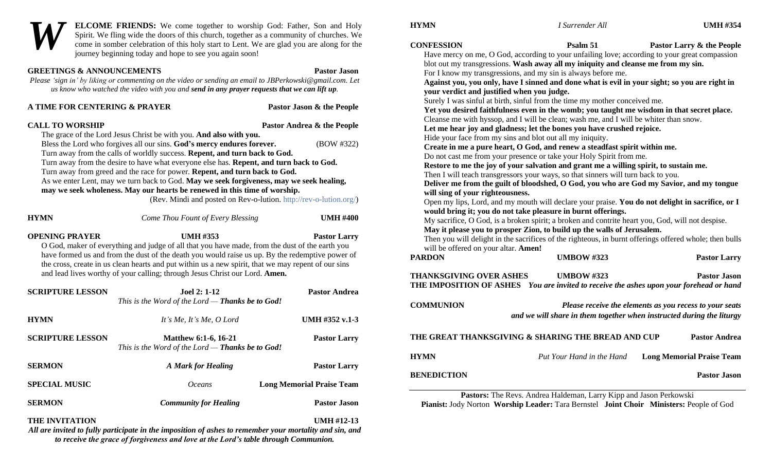**W**ELCOME FRIENDS: We come together to worship God: Father, Son and Holy Spirit. We fling wide the doors of this church, together as a community of churches. We come in somber celebration of this holy start to Lent. We are glad you are along for the journey beginning today and hope to see you again soon!

**GREETINGS & ANNOUNCEMENTS** **Pastor Jason**

*Please 'sign in' by liking or commenting on the video or sending an email to JBPerkowski@gmail.com. Let us know who watched the video with you and **send in any prayer requests that we can lift up**.*

**A TIME FOR CENTERING & PRAYER** **Pastor Jason & the People**

**CALL TO WORSHIP** **Pastor Andrea & the People**

The grace of the Lord Jesus Christ be with you. **And also with you.**
Bless the Lord who forgives all our sins. **God's mercy endures forever.** (BOW #322)
Turn away from the calls of worldly success. **Repent, and turn back to God.**
Turn away from the desire to have what everyone else has. **Repent, and turn back to God.**
Turn away from greed and the race for power. **Repent, and turn back to God.**
As we enter Lent, may we turn back to God. **May we seek forgiveness, may we seek healing, may we seek wholeness. May our hearts be renewed in this time of worship.**
(Rev. Mindi and posted on Rev-o-lution. http://rev-o-lution.org/)

**HYMN** *Come Thou Fount of Every Blessing* **UMH #400**

**OPENING PRAYER** **UMH #353** **Pastor Larry**

O God, maker of everything and judge of all that you have made, from the dust of the earth you have formed us and from the dust of the death you would raise us up. By the redemptive power of the cross, create in us clean hearts and put within us a new spirit, that we may repent of our sins and lead lives worthy of your calling; through Jesus Christ our Lord. **Amen.**

**SCRIPTURE LESSON** **Joel 2: 1-12** **Pastor Andrea**
*This is the Word of the Lord — **Thanks be to God!***

**HYMN** *It's Me, It's Me, O Lord* **UMH #352 v.1-3**

**SCRIPTURE LESSON** **Matthew 6:1-6, 16-21** **Pastor Larry**
*This is the Word of the Lord — **Thanks be to God!***

**SERMON** ***A Mark for Healing*** **Pastor Larry**

**SPECIAL MUSIC** *Oceans* **Long Memorial Praise Team**

**SERMON** ***Community for Healing*** **Pastor Jason**

**THE INVITATION** **UMH #12-13**

***All are invited to fully participate in the imposition of ashes to remember your mortality and sin, and to receive the grace of forgiveness and love at the Lord's table through Communion.***

**HYMN** *I Surrender All* **UMH #354**

**CONFESSION** **Psalm 51** **Pastor Larry & the People**

Have mercy on me, O God, according to your unfailing love; according to your great compassion blot out my transgressions. **Wash away all my iniquity and cleanse me from my sin.**
For I know my transgressions, and my sin is always before me.
**Against you, you only, have I sinned and done what is evil in your sight; so you are right in your verdict and justified when you judge.**
Surely I was sinful at birth, sinful from the time my mother conceived me.
**Yet you desired faithfulness even in the womb; you taught me wisdom in that secret place.**
Cleanse me with hyssop, and I will be clean; wash me, and I will be whiter than snow.
**Let me hear joy and gladness; let the bones you have crushed rejoice.**
Hide your face from my sins and blot out all my iniquity.
**Create in me a pure heart, O God, and renew a steadfast spirit within me.**
Do not cast me from your presence or take your Holy Spirit from me.
**Restore to me the joy of your salvation and grant me a willing spirit, to sustain me.**
Then I will teach transgressors your ways, so that sinners will turn back to you.
**Deliver me from the guilt of bloodshed, O God, you who are God my Savior, and my tongue will sing of your righteousness.**
Open my lips, Lord, and my mouth will declare your praise. **You do not delight in sacrifice, or I would bring it; you do not take pleasure in burnt offerings.**
My sacrifice, O God, is a broken spirit; a broken and contrite heart you, God, will not despise.
**May it please you to prosper Zion, to build up the walls of Jerusalem.**
Then you will delight in the sacrifices of the righteous, in burnt offerings offered whole; then bulls will be offered on your altar. **Amen!**

**PARDON** **UMBOW #323** **Pastor Larry**

**THANKSGIVING OVER ASHES** **UMBOW #323** **Pastor Jason**

**THE IMPOSITION OF ASHES** ***You are invited to receive the ashes upon your forehead or hand***

**COMMUNION** ***Please receive the elements as you recess to your seats and we will share in them together when instructed during the liturgy***

**THE GREAT THANKSGIVING & SHARING THE BREAD AND CUP** **Pastor Andrea**

**HYMN** *Put Your Hand in the Hand* **Long Memorial Praise Team**

**BENEDICTION** **Pastor Jason**

---

**Pastors:** The Revs. Andrea Haldeman, Larry Kipp and Jason Perkowski
**Pianist:** Jody Norton **Worship Leader:** Tara Bernstel **Joint Choir** **Ministers:** People of God